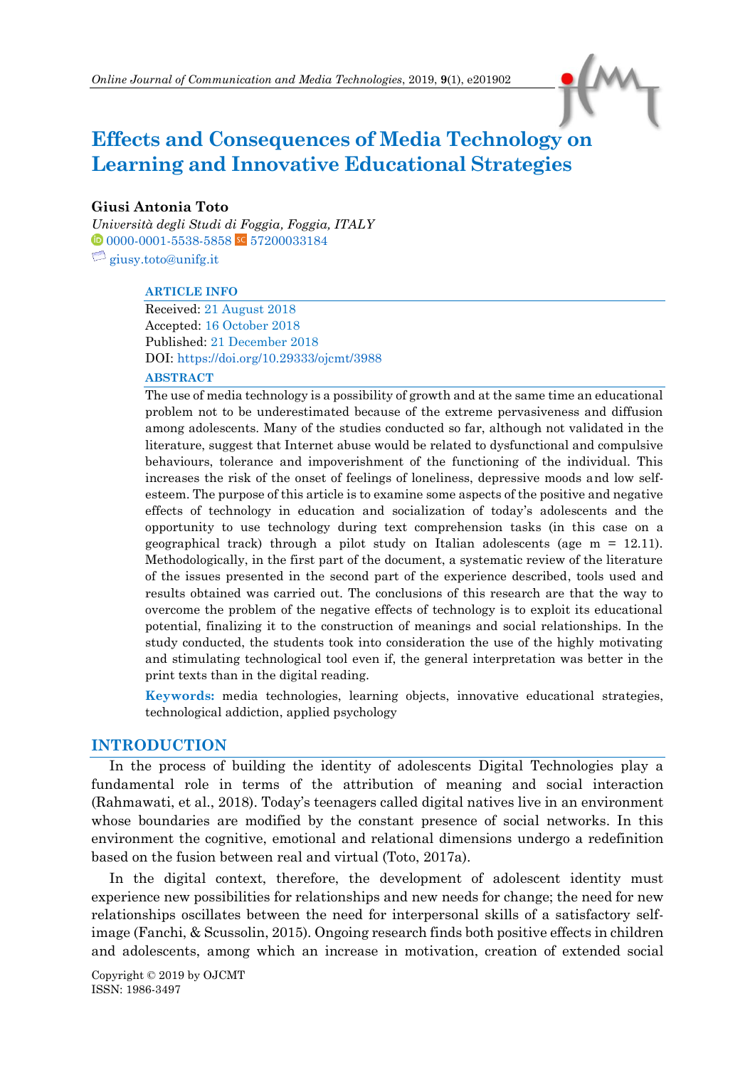# Effects and Consequences of Media Technology on Learning and Innovative Educational Strategies

**Giusi Antonia Toto**

*Università degli Studi di Foggia, Foggia, ITALY*

0000-0001-5538-5858 57200033184

giusy.toto@unifg.it

**ARTICLE INFO**

Received: 21 August 2018
Accepted: 16 October 2018
Published: 21 December 2018
DOI: https://doi.org/10.29333/ojcmt/3988

**ABSTRACT**

The use of media technology is a possibility of growth and at the same time an educational problem not to be underestimated because of the extreme pervasiveness and diffusion among adolescents. Many of the studies conducted so far, although not validated in the literature, suggest that Internet abuse would be related to dysfunctional and compulsive behaviours, tolerance and impoverishment of the functioning of the individual. This increases the risk of the onset of feelings of loneliness, depressive moods and low self-esteem. The purpose of this article is to examine some aspects of the positive and negative effects of technology in education and socialization of today's adolescents and the opportunity to use technology during text comprehension tasks (in this case on a geographical track) through a pilot study on Italian adolescents (age m = 12.11). Methodologically, in the first part of the document, a systematic review of the literature of the issues presented in the second part of the experience described, tools used and results obtained was carried out. The conclusions of this research are that the way to overcome the problem of the negative effects of technology is to exploit its educational potential, finalizing it to the construction of meanings and social relationships. In the study conducted, the students took into consideration the use of the highly motivating and stimulating technological tool even if, the general interpretation was better in the print texts than in the digital reading.

**Keywords:** media technologies, learning objects, innovative educational strategies, technological addiction, applied psychology

## INTRODUCTION

In the process of building the identity of adolescents Digital Technologies play a fundamental role in terms of the attribution of meaning and social interaction (Rahmawati, et al., 2018). Today's teenagers called digital natives live in an environment whose boundaries are modified by the constant presence of social networks. In this environment the cognitive, emotional and relational dimensions undergo a redefinition based on the fusion between real and virtual (Toto, 2017a).

In the digital context, therefore, the development of adolescent identity must experience new possibilities for relationships and new needs for change; the need for new relationships oscillates between the need for interpersonal skills of a satisfactory self-image (Fanchi, & Scussolin, 2015). Ongoing research finds both positive effects in children and adolescents, among which an increase in motivation, creation of extended social

Copyright © 2019 by OJCMT
ISSN: 1986-3497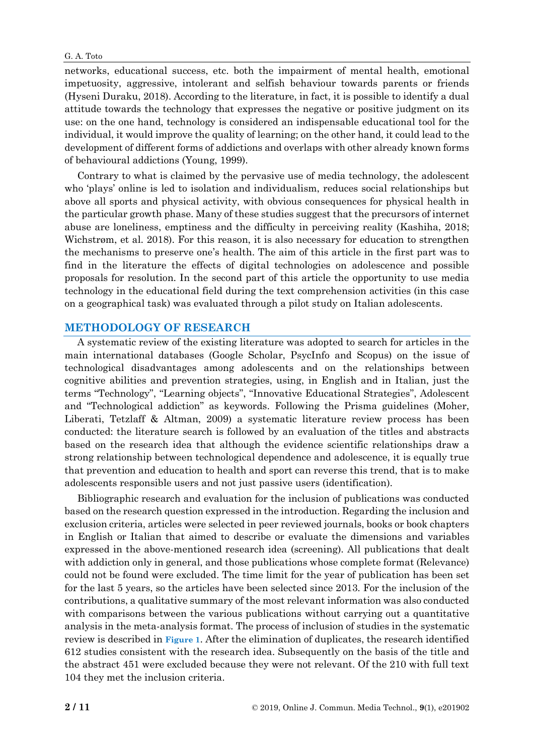networks, educational success, etc. both the impairment of mental health, emotional impetuosity, aggressive, intolerant and selfish behaviour towards parents or friends (Hyseni Duraku, 2018). According to the literature, in fact, it is possible to identify a dual attitude towards the technology that expresses the negative or positive judgment on its use: on the one hand, technology is considered an indispensable educational tool for the individual, it would improve the quality of learning; on the other hand, it could lead to the development of different forms of addictions and overlaps with other already known forms of behavioural addictions (Young, 1999).

Contrary to what is claimed by the pervasive use of media technology, the adolescent who 'plays' online is led to isolation and individualism, reduces social relationships but above all sports and physical activity, with obvious consequences for physical health in the particular growth phase. Many of these studies suggest that the precursors of internet abuse are loneliness, emptiness and the difficulty in perceiving reality (Kashiha, 2018; Wichstrøm, et al. 2018). For this reason, it is also necessary for education to strengthen the mechanisms to preserve one's health. The aim of this article in the first part was to find in the literature the effects of digital technologies on adolescence and possible proposals for resolution. In the second part of this article the opportunity to use media technology in the educational field during the text comprehension activities (in this case on a geographical task) was evaluated through a pilot study on Italian adolescents.

## METHODOLOGY OF RESEARCH

A systematic review of the existing literature was adopted to search for articles in the main international databases (Google Scholar, PsycInfo and Scopus) on the issue of technological disadvantages among adolescents and on the relationships between cognitive abilities and prevention strategies, using, in English and in Italian, just the terms "Technology", "Learning objects", "Innovative Educational Strategies", Adolescent and "Technological addiction" as keywords. Following the Prisma guidelines (Moher, Liberati, Tetzlaff & Altman, 2009) a systematic literature review process has been conducted: the literature search is followed by an evaluation of the titles and abstracts based on the research idea that although the evidence scientific relationships draw a strong relationship between technological dependence and adolescence, it is equally true that prevention and education to health and sport can reverse this trend, that is to make adolescents responsible users and not just passive users (identification).

Bibliographic research and evaluation for the inclusion of publications was conducted based on the research question expressed in the introduction. Regarding the inclusion and exclusion criteria, articles were selected in peer reviewed journals, books or book chapters in English or Italian that aimed to describe or evaluate the dimensions and variables expressed in the above-mentioned research idea (screening). All publications that dealt with addiction only in general, and those publications whose complete format (Relevance) could not be found were excluded. The time limit for the year of publication has been set for the last 5 years, so the articles have been selected since 2013. For the inclusion of the contributions, a qualitative summary of the most relevant information was also conducted with comparisons between the various publications without carrying out a quantitative analysis in the meta-analysis format. The process of inclusion of studies in the systematic review is described in **Figure 1**. After the elimination of duplicates, the research identified 612 studies consistent with the research idea. Subsequently on the basis of the title and the abstract 451 were excluded because they were not relevant. Of the 210 with full text 104 they met the inclusion criteria.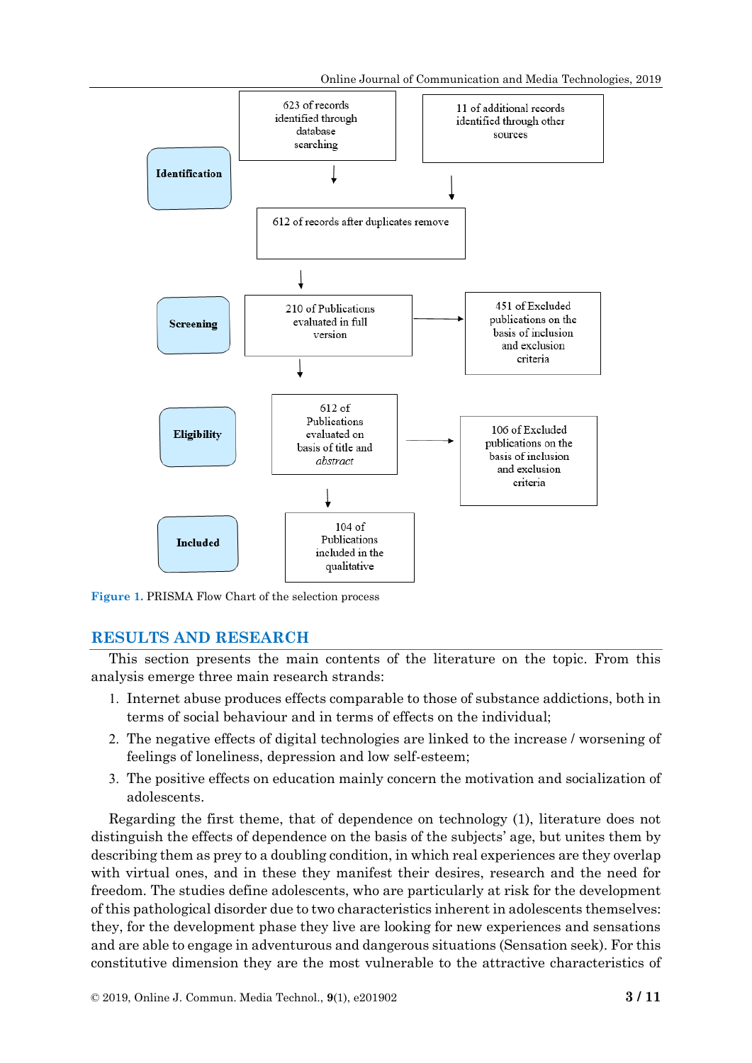Identification

623 of records identified through database searching

11 of additional records identified through other sources

612 of records after duplicates remove

Screening

210 of Publications evaluated in full version

451 of Excluded publications on the basis of inclusion and exclusion criteria

Eligibility

612 of Publications evaluated on basis of title and *abstract*

106 of Excluded publications on the basis of inclusion and exclusion criteria

Included

104 of Publications included in the qualitative

**Figure 1.** PRISMA Flow Chart of the selection process

## RESULTS AND RESEARCH

This section presents the main contents of the literature on the topic. From this analysis emerge three main research strands:

1. Internet abuse produces effects comparable to those of substance addictions, both in terms of social behaviour and in terms of effects on the individual;
2. The negative effects of digital technologies are linked to the increase / worsening of feelings of loneliness, depression and low self-esteem;
3. The positive effects on education mainly concern the motivation and socialization of adolescents.

Regarding the first theme, that of dependence on technology (1), literature does not distinguish the effects of dependence on the basis of the subjects' age, but unites them by describing them as prey to a doubling condition, in which real experiences are they overlap with virtual ones, and in these they manifest their desires, research and the need for freedom. The studies define adolescents, who are particularly at risk for the development of this pathological disorder due to two characteristics inherent in adolescents themselves: they, for the development phase they live are looking for new experiences and sensations and are able to engage in adventurous and dangerous situations (Sensation seek). For this constitutive dimension they are the most vulnerable to the attractive characteristics of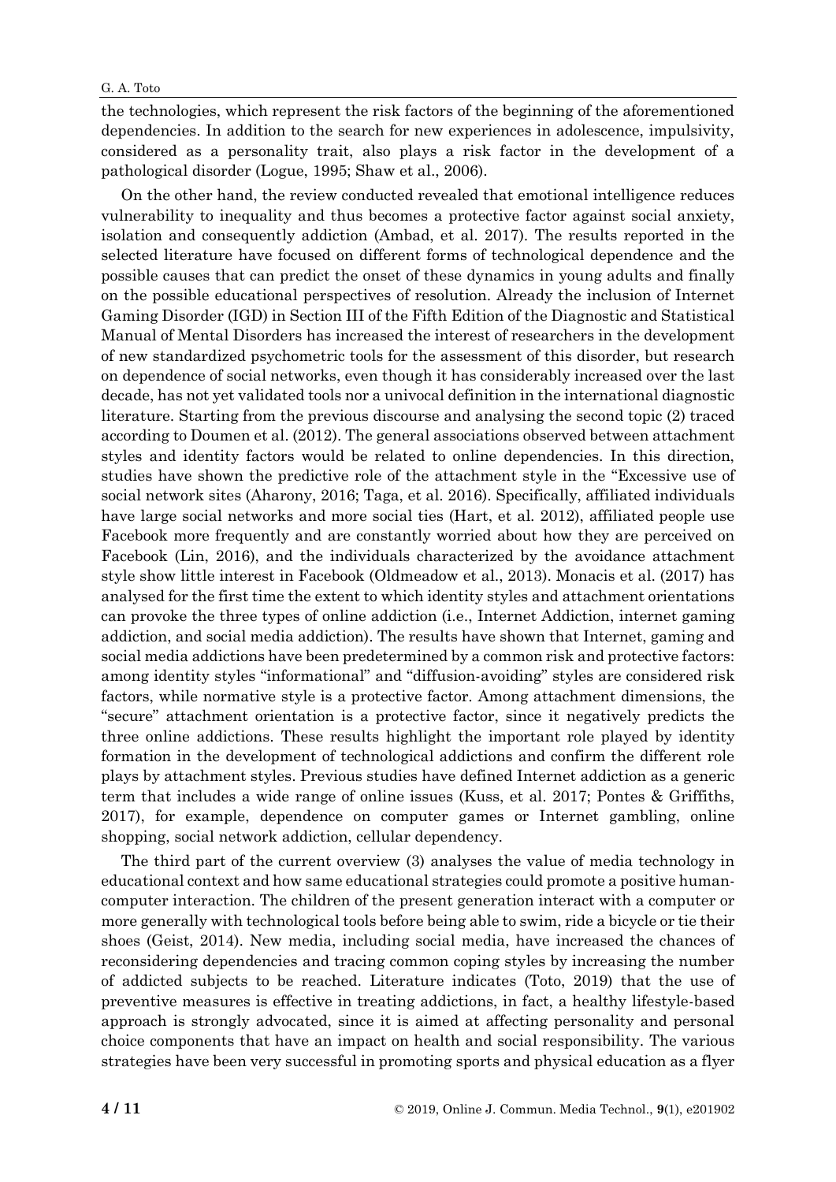the technologies, which represent the risk factors of the beginning of the aforementioned dependencies. In addition to the search for new experiences in adolescence, impulsivity, considered as a personality trait, also plays a risk factor in the development of a pathological disorder (Logue, 1995; Shaw et al., 2006).

On the other hand, the review conducted revealed that emotional intelligence reduces vulnerability to inequality and thus becomes a protective factor against social anxiety, isolation and consequently addiction (Ambad, et al. 2017). The results reported in the selected literature have focused on different forms of technological dependence and the possible causes that can predict the onset of these dynamics in young adults and finally on the possible educational perspectives of resolution. Already the inclusion of Internet Gaming Disorder (IGD) in Section III of the Fifth Edition of the Diagnostic and Statistical Manual of Mental Disorders has increased the interest of researchers in the development of new standardized psychometric tools for the assessment of this disorder, but research on dependence of social networks, even though it has considerably increased over the last decade, has not yet validated tools nor a univocal definition in the international diagnostic literature. Starting from the previous discourse and analysing the second topic (2) traced according to Doumen et al. (2012). The general associations observed between attachment styles and identity factors would be related to online dependencies. In this direction, studies have shown the predictive role of the attachment style in the "Excessive use of social network sites (Aharony, 2016; Taga, et al. 2016). Specifically, affiliated individuals have large social networks and more social ties (Hart, et al. 2012), affiliated people use Facebook more frequently and are constantly worried about how they are perceived on Facebook (Lin, 2016), and the individuals characterized by the avoidance attachment style show little interest in Facebook (Oldmeadow et al., 2013). Monacis et al. (2017) has analysed for the first time the extent to which identity styles and attachment orientations can provoke the three types of online addiction (i.e., Internet Addiction, internet gaming addiction, and social media addiction). The results have shown that Internet, gaming and social media addictions have been predetermined by a common risk and protective factors: among identity styles "informational" and "diffusion-avoiding" styles are considered risk factors, while normative style is a protective factor. Among attachment dimensions, the "secure" attachment orientation is a protective factor, since it negatively predicts the three online addictions. These results highlight the important role played by identity formation in the development of technological addictions and confirm the different role plays by attachment styles. Previous studies have defined Internet addiction as a generic term that includes a wide range of online issues (Kuss, et al. 2017; Pontes & Griffiths, 2017), for example, dependence on computer games or Internet gambling, online shopping, social network addiction, cellular dependency.

The third part of the current overview (3) analyses the value of media technology in educational context and how same educational strategies could promote a positive human-computer interaction. The children of the present generation interact with a computer or more generally with technological tools before being able to swim, ride a bicycle or tie their shoes (Geist, 2014). New media, including social media, have increased the chances of reconsidering dependencies and tracing common coping styles by increasing the number of addicted subjects to be reached. Literature indicates (Toto, 2019) that the use of preventive measures is effective in treating addictions, in fact, a healthy lifestyle-based approach is strongly advocated, since it is aimed at affecting personality and personal choice components that have an impact on health and social responsibility. The various strategies have been very successful in promoting sports and physical education as a flyer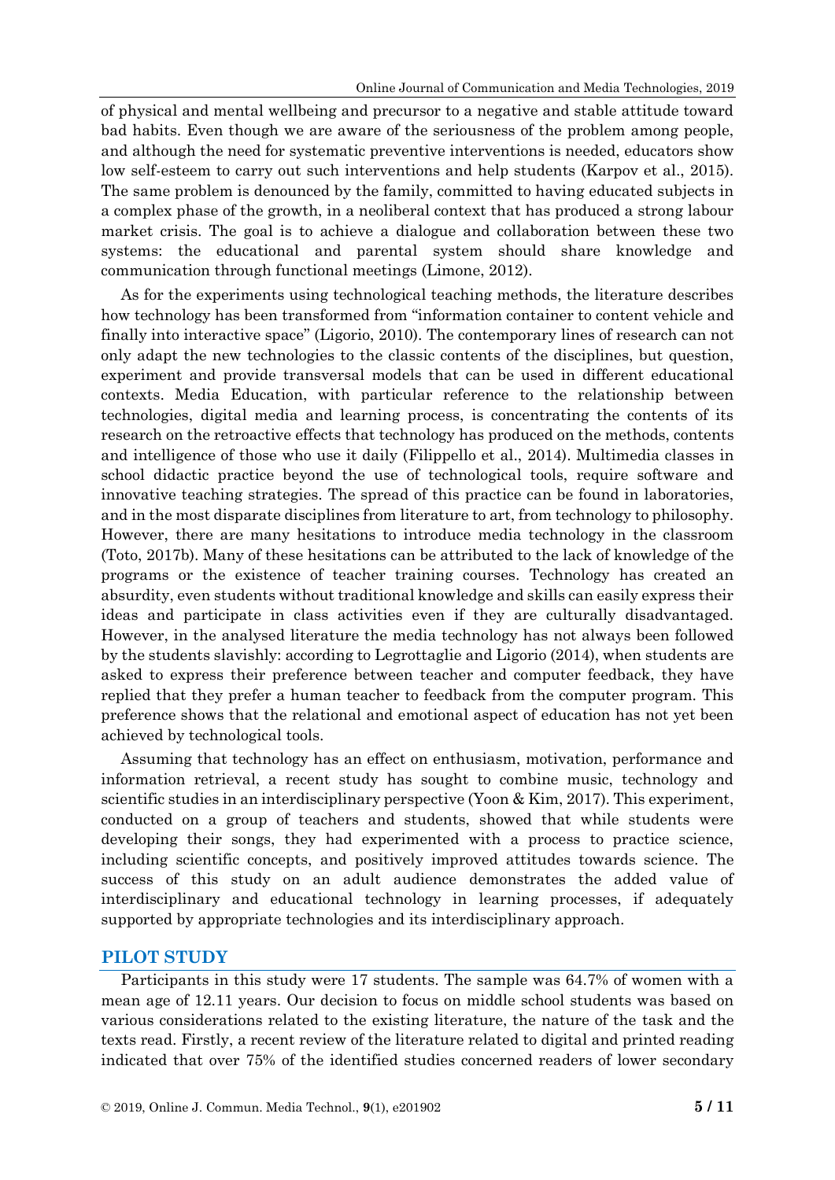of physical and mental wellbeing and precursor to a negative and stable attitude toward bad habits. Even though we are aware of the seriousness of the problem among people, and although the need for systematic preventive interventions is needed, educators show low self-esteem to carry out such interventions and help students (Karpov et al., 2015). The same problem is denounced by the family, committed to having educated subjects in a complex phase of the growth, in a neoliberal context that has produced a strong labour market crisis. The goal is to achieve a dialogue and collaboration between these two systems: the educational and parental system should share knowledge and communication through functional meetings (Limone, 2012).

As for the experiments using technological teaching methods, the literature describes how technology has been transformed from "information container to content vehicle and finally into interactive space" (Ligorio, 2010). The contemporary lines of research can not only adapt the new technologies to the classic contents of the disciplines, but question, experiment and provide transversal models that can be used in different educational contexts. Media Education, with particular reference to the relationship between technologies, digital media and learning process, is concentrating the contents of its research on the retroactive effects that technology has produced on the methods, contents and intelligence of those who use it daily (Filippello et al., 2014). Multimedia classes in school didactic practice beyond the use of technological tools, require software and innovative teaching strategies. The spread of this practice can be found in laboratories, and in the most disparate disciplines from literature to art, from technology to philosophy. However, there are many hesitations to introduce media technology in the classroom (Toto, 2017b). Many of these hesitations can be attributed to the lack of knowledge of the programs or the existence of teacher training courses. Technology has created an absurdity, even students without traditional knowledge and skills can easily express their ideas and participate in class activities even if they are culturally disadvantaged. However, in the analysed literature the media technology has not always been followed by the students slavishly: according to Legrottaglie and Ligorio (2014), when students are asked to express their preference between teacher and computer feedback, they have replied that they prefer a human teacher to feedback from the computer program. This preference shows that the relational and emotional aspect of education has not yet been achieved by technological tools.

Assuming that technology has an effect on enthusiasm, motivation, performance and information retrieval, a recent study has sought to combine music, technology and scientific studies in an interdisciplinary perspective (Yoon & Kim, 2017). This experiment, conducted on a group of teachers and students, showed that while students were developing their songs, they had experimented with a process to practice science, including scientific concepts, and positively improved attitudes towards science. The success of this study on an adult audience demonstrates the added value of interdisciplinary and educational technology in learning processes, if adequately supported by appropriate technologies and its interdisciplinary approach.

## PILOT STUDY

Participants in this study were 17 students. The sample was 64.7% of women with a mean age of 12.11 years. Our decision to focus on middle school students was based on various considerations related to the existing literature, the nature of the task and the texts read. Firstly, a recent review of the literature related to digital and printed reading indicated that over 75% of the identified studies concerned readers of lower secondary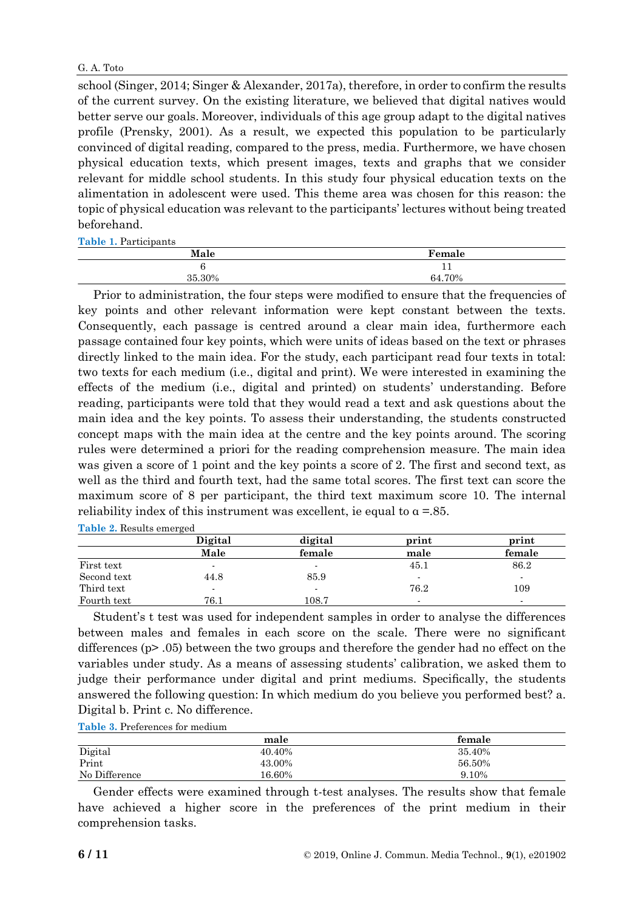school (Singer, 2014; Singer & Alexander, 2017a), therefore, in order to confirm the results of the current survey. On the existing literature, we believed that digital natives would better serve our goals. Moreover, individuals of this age group adapt to the digital natives profile (Prensky, 2001). As a result, we expected this population to be particularly convinced of digital reading, compared to the press, media. Furthermore, we have chosen physical education texts, which present images, texts and graphs that we consider relevant for middle school students. In this study four physical education texts on the alimentation in adolescent were used. This theme area was chosen for this reason: the topic of physical education was relevant to the participants' lectures without being treated beforehand.

**Table 1.** Participants

| Male | Female |
|---|---|
| 6 | 11 |
| 35.30% | 64.70% |

Prior to administration, the four steps were modified to ensure that the frequencies of key points and other relevant information were kept constant between the texts. Consequently, each passage is centred around a clear main idea, furthermore each passage contained four key points, which were units of ideas based on the text or phrases directly linked to the main idea. For the study, each participant read four texts in total: two texts for each medium (i.e., digital and print). We were interested in examining the effects of the medium (i.e., digital and printed) on students' understanding. Before reading, participants were told that they would read a text and ask questions about the main idea and the key points. To assess their understanding, the students constructed concept maps with the main idea at the centre and the key points around. The scoring rules were determined a priori for the reading comprehension measure. The main idea was given a score of 1 point and the key points a score of 2. The first and second text, as well as the third and fourth text, had the same total scores. The first text can score the maximum score of 8 per participant, the third text maximum score 10. The internal reliability index of this instrument was excellent, ie equal to $\alpha$ =.85.

**Table 2.** Results emerged

| | Digital Male | digital female | print male | print female |
|---|---|---|---|---|
| First text | - | - | 45.1 | 86.2 |
| Second text | 44.8 | 85.9 | - | - |
| Third text | - | - | 76.2 | 109 |
| Fourth text | 76.1 | 108.7 | - | - |

Student's t test was used for independent samples in order to analyse the differences between males and females in each score on the scale. There were no significant differences ($p > .05$) between the two groups and therefore the gender had no effect on the variables under study. As a means of assessing students' calibration, we asked them to judge their performance under digital and print mediums. Specifically, the students answered the following question: In which medium do you believe you performed best? a. Digital b. Print c. No difference.

**Table 3.** Preferences for medium

| | male | female |
|---|---|---|
| Digital | 40.40% | 35.40% |
| Print | 43.00% | 56.50% |
| No Difference | 16.60% | 9.10% |

Gender effects were examined through t-test analyses. The results show that female have achieved a higher score in the preferences of the print medium in their comprehension tasks.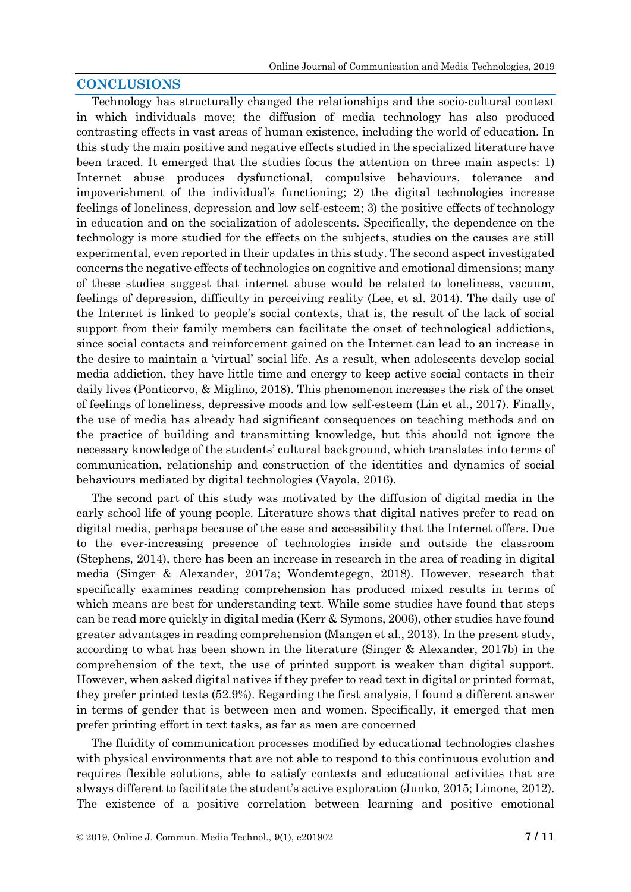## CONCLUSIONS

Technology has structurally changed the relationships and the socio-cultural context in which individuals move; the diffusion of media technology has also produced contrasting effects in vast areas of human existence, including the world of education. In this study the main positive and negative effects studied in the specialized literature have been traced. It emerged that the studies focus the attention on three main aspects: 1) Internet abuse produces dysfunctional, compulsive behaviours, tolerance and impoverishment of the individual's functioning; 2) the digital technologies increase feelings of loneliness, depression and low self-esteem; 3) the positive effects of technology in education and on the socialization of adolescents. Specifically, the dependence on the technology is more studied for the effects on the subjects, studies on the causes are still experimental, even reported in their updates in this study. The second aspect investigated concerns the negative effects of technologies on cognitive and emotional dimensions; many of these studies suggest that internet abuse would be related to loneliness, vacuum, feelings of depression, difficulty in perceiving reality (Lee, et al. 2014). The daily use of the Internet is linked to people's social contexts, that is, the result of the lack of social support from their family members can facilitate the onset of technological addictions, since social contacts and reinforcement gained on the Internet can lead to an increase in the desire to maintain a 'virtual' social life. As a result, when adolescents develop social media addiction, they have little time and energy to keep active social contacts in their daily lives (Ponticorvo, & Miglino, 2018). This phenomenon increases the risk of the onset of feelings of loneliness, depressive moods and low self-esteem (Lin et al., 2017). Finally, the use of media has already had significant consequences on teaching methods and on the practice of building and transmitting knowledge, but this should not ignore the necessary knowledge of the students' cultural background, which translates into terms of communication, relationship and construction of the identities and dynamics of social behaviours mediated by digital technologies (Vayola, 2016).

The second part of this study was motivated by the diffusion of digital media in the early school life of young people. Literature shows that digital natives prefer to read on digital media, perhaps because of the ease and accessibility that the Internet offers. Due to the ever-increasing presence of technologies inside and outside the classroom (Stephens, 2014), there has been an increase in research in the area of reading in digital media (Singer & Alexander, 2017a; Wondemtegegn, 2018). However, research that specifically examines reading comprehension has produced mixed results in terms of which means are best for understanding text. While some studies have found that steps can be read more quickly in digital media (Kerr & Symons, 2006), other studies have found greater advantages in reading comprehension (Mangen et al., 2013). In the present study, according to what has been shown in the literature (Singer & Alexander, 2017b) in the comprehension of the text, the use of printed support is weaker than digital support. However, when asked digital natives if they prefer to read text in digital or printed format, they prefer printed texts (52.9%). Regarding the first analysis, I found a different answer in terms of gender that is between men and women. Specifically, it emerged that men prefer printing effort in text tasks, as far as men are concerned

The fluidity of communication processes modified by educational technologies clashes with physical environments that are not able to respond to this continuous evolution and requires flexible solutions, able to satisfy contexts and educational activities that are always different to facilitate the student's active exploration (Junko, 2015; Limone, 2012). The existence of a positive correlation between learning and positive emotional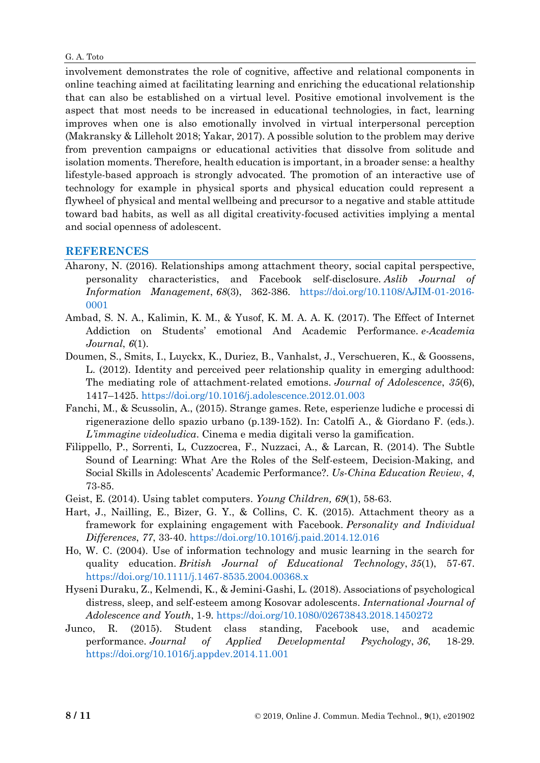involvement demonstrates the role of cognitive, affective and relational components in online teaching aimed at facilitating learning and enriching the educational relationship that can also be established on a virtual level. Positive emotional involvement is the aspect that most needs to be increased in educational technologies, in fact, learning improves when one is also emotionally involved in virtual interpersonal perception (Makransky & Lilleholt 2018; Yakar, 2017). A possible solution to the problem may derive from prevention campaigns or educational activities that dissolve from solitude and isolation moments. Therefore, health education is important, in a broader sense: a healthy lifestyle-based approach is strongly advocated. The promotion of an interactive use of technology for example in physical sports and physical education could represent a flywheel of physical and mental wellbeing and precursor to a negative and stable attitude toward bad habits, as well as all digital creativity-focused activities implying a mental and social openness of adolescent.

## REFERENCES

Aharony, N. (2016). Relationships among attachment theory, social capital perspective, personality characteristics, and Facebook self-disclosure. *Aslib Journal of Information Management*, *68*(3), 362-386. https://doi.org/10.1108/AJIM-01-2016-0001

Ambad, S. N. A., Kalimin, K. M., & Yusof, K. M. A. A. K. (2017). The Effect of Internet Addiction on Students' emotional And Academic Performance. *e-Academia Journal*, *6*(1).

Doumen, S., Smits, I., Luyckx, K., Duriez, B., Vanhalst, J., Verschueren, K., & Goossens, L. (2012). Identity and perceived peer relationship quality in emerging adulthood: The mediating role of attachment-related emotions. *Journal of Adolescence*, *35*(6), 1417–1425. https://doi.org/10.1016/j.adolescence.2012.01.003

Fanchi, M., & Scussolin, A., (2015). Strange games. Rete, esperienze ludiche e processi di rigenerazione dello spazio urbano (p.139-152). In: Catolfi A., & Giordano F. (eds.). *L'immagine videoludica*. Cinema e media digitali verso la gamification.

Filippello, P., Sorrenti, L, Cuzzocrea, F., Nuzzaci, A., & Larcan, R. (2014). The Subtle Sound of Learning: What Are the Roles of the Self-esteem, Decision-Making, and Social Skills in Adolescents' Academic Performance?. *Us-China Education Review*, *4*, 73-85.

Geist, E. (2014). Using tablet computers. *Young Children, 69*(1), 58-63.

Hart, J., Nailling, E., Bizer, G. Y., & Collins, C. K. (2015). Attachment theory as a framework for explaining engagement with Facebook. *Personality and Individual Differences*, *77*, 33-40. https://doi.org/10.1016/j.paid.2014.12.016

Ho, W. C. (2004). Use of information technology and music learning in the search for quality education. *British Journal of Educational Technology*, *35*(1), 57-67. https://doi.org/10.1111/j.1467-8535.2004.00368.x

Hyseni Duraku, Z., Kelmendi, K., & Jemini-Gashi, L. (2018). Associations of psychological distress, sleep, and self-esteem among Kosovar adolescents. *International Journal of Adolescence and Youth*, 1-9. https://doi.org/10.1080/02673843.2018.1450272

Junco, R. (2015). Student class standing, Facebook use, and academic performance. *Journal of Applied Developmental Psychology*, *36*, 18-29. https://doi.org/10.1016/j.appdev.2014.11.001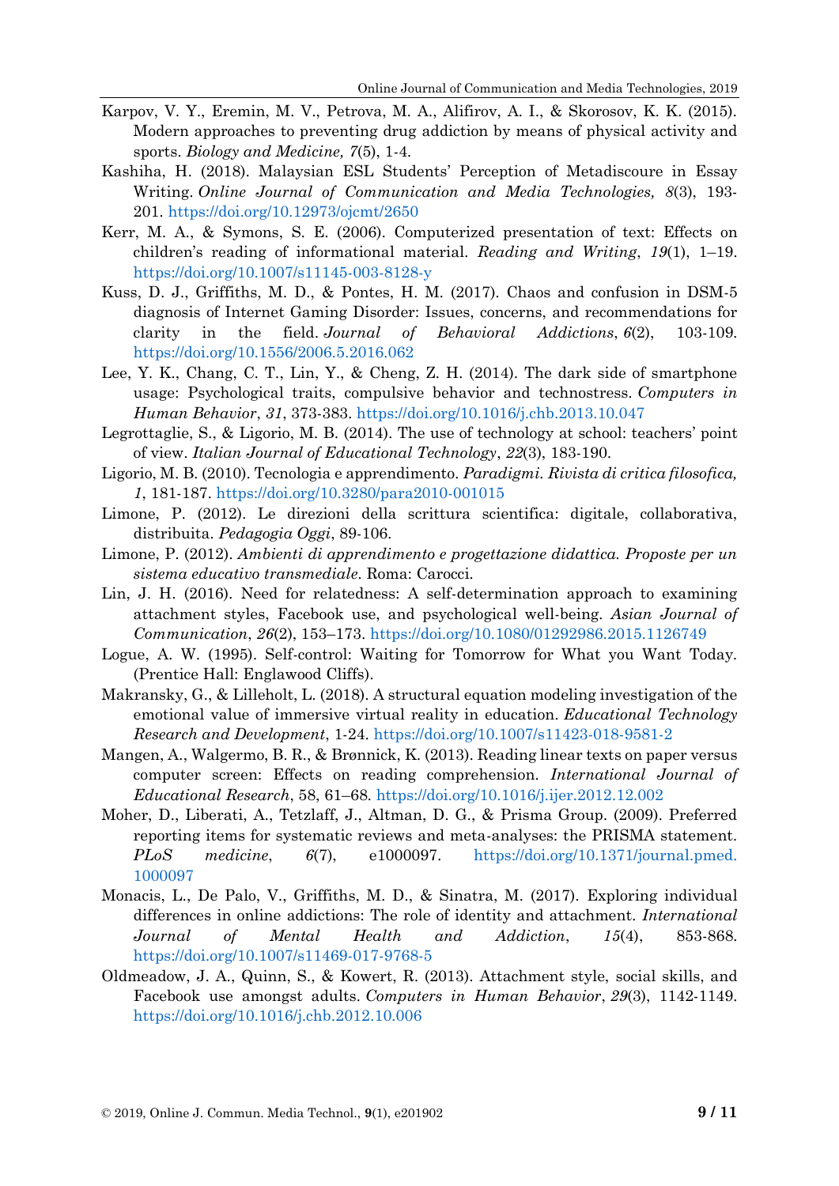Karpov, V. Y., Eremin, M. V., Petrova, M. A., Alifirov, A. I., & Skorosov, K. K. (2015). Modern approaches to preventing drug addiction by means of physical activity and sports. *Biology and Medicine, 7*(5), 1-4.

Kashiha, H. (2018). Malaysian ESL Students' Perception of Metadiscoure in Essay Writing. *Online Journal of Communication and Media Technologies, 8*(3), 193-201. https://doi.org/10.12973/ojcmt/2650

Kerr, M. A., & Symons, S. E. (2006). Computerized presentation of text: Effects on children's reading of informational material. *Reading and Writing*, *19*(1), 1–19. https://doi.org/10.1007/s11145-003-8128-y

Kuss, D. J., Griffiths, M. D., & Pontes, H. M. (2017). Chaos and confusion in DSM-5 diagnosis of Internet Gaming Disorder: Issues, concerns, and recommendations for clarity in the field. *Journal of Behavioral Addictions*, *6*(2), 103-109. https://doi.org/10.1556/2006.5.2016.062

Lee, Y. K., Chang, C. T., Lin, Y., & Cheng, Z. H. (2014). The dark side of smartphone usage: Psychological traits, compulsive behavior and technostress. *Computers in Human Behavior*, *31*, 373-383. https://doi.org/10.1016/j.chb.2013.10.047

Legrottaglie, S., & Ligorio, M. B. (2014). The use of technology at school: teachers' point of view. *Italian Journal of Educational Technology*, *22*(3), 183-190.

Ligorio, M. B. (2010). Tecnologia e apprendimento. *Paradigmi. Rivista di critica filosofica, 1*, 181-187. https://doi.org/10.3280/para2010-001015

Limone, P. (2012). Le direzioni della scrittura scientifica: digitale, collaborativa, distribuita. *Pedagogia Oggi*, 89-106.

Limone, P. (2012). *Ambienti di apprendimento e progettazione didattica. Proposte per un sistema educativo transmediale*. Roma: Carocci.

Lin, J. H. (2016). Need for relatedness: A self-determination approach to examining attachment styles, Facebook use, and psychological well-being. *Asian Journal of Communication*, *26*(2), 153–173. https://doi.org/10.1080/01292986.2015.1126749

Logue, A. W. (1995). Self-control: Waiting for Tomorrow for What you Want Today. (Prentice Hall: Englawood Cliffs).

Makransky, G., & Lilleholt, L. (2018). A structural equation modeling investigation of the emotional value of immersive virtual reality in education. *Educational Technology Research and Development*, 1-24. https://doi.org/10.1007/s11423-018-9581-2

Mangen, A., Walgermo, B. R., & Brønnick, K. (2013). Reading linear texts on paper versus computer screen: Effects on reading comprehension. *International Journal of Educational Research*, 58, 61–68. https://doi.org/10.1016/j.ijer.2012.12.002

Moher, D., Liberati, A., Tetzlaff, J., Altman, D. G., & Prisma Group. (2009). Preferred reporting items for systematic reviews and meta-analyses: the PRISMA statement. *PLoS medicine*, *6*(7), e1000097. https://doi.org/10.1371/journal.pmed.1000097

Monacis, L., De Palo, V., Griffiths, M. D., & Sinatra, M. (2017). Exploring individual differences in online addictions: The role of identity and attachment. *International Journal of Mental Health and Addiction*, *15*(4), 853-868. https://doi.org/10.1007/s11469-017-9768-5

Oldmeadow, J. A., Quinn, S., & Kowert, R. (2013). Attachment style, social skills, and Facebook use amongst adults. *Computers in Human Behavior*, *29*(3), 1142-1149. https://doi.org/10.1016/j.chb.2012.10.006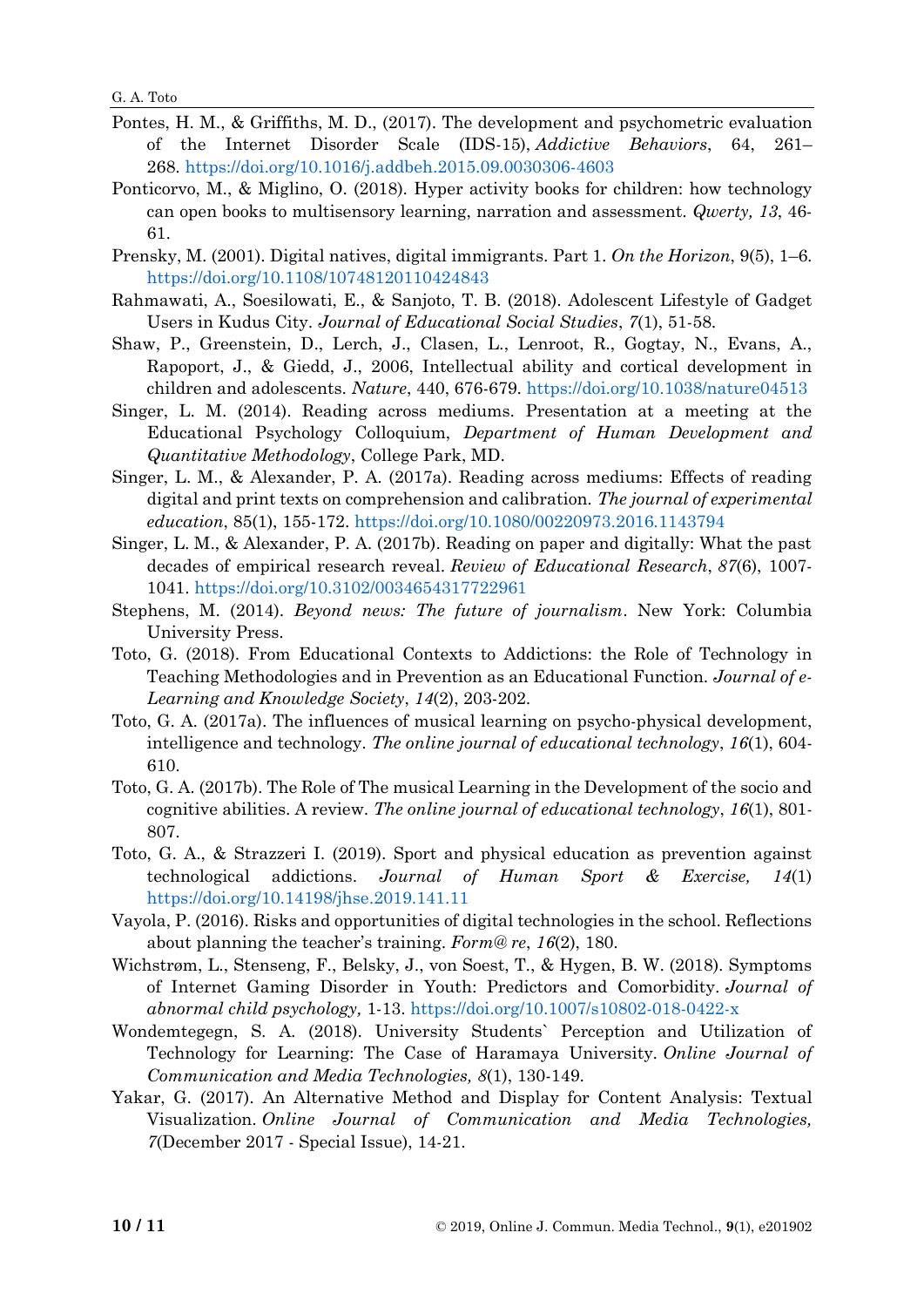Pontes, H. M., & Griffiths, M. D., (2017). The development and psychometric evaluation of the Internet Disorder Scale (IDS-15), *Addictive Behaviors*, 64, 261–268. https://doi.org/10.1016/j.addbeh.2015.09.0030306-4603

Ponticorvo, M., & Miglino, O. (2018). Hyper activity books for children: how technology can open books to multisensory learning, narration and assessment. *Qwerty, 13*, 46-61.

Prensky, M. (2001). Digital natives, digital immigrants. Part 1. *On the Horizon*, 9(5), 1–6. https://doi.org/10.1108/10748120110424843

Rahmawati, A., Soesilowati, E., & Sanjoto, T. B. (2018). Adolescent Lifestyle of Gadget Users in Kudus City. *Journal of Educational Social Studies*, *7*(1), 51-58.

Shaw, P., Greenstein, D., Lerch, J., Clasen, L., Lenroot, R., Gogtay, N., Evans, A., Rapoport, J., & Giedd, J., 2006, Intellectual ability and cortical development in children and adolescents. *Nature*, 440, 676-679. https://doi.org/10.1038/nature04513

Singer, L. M. (2014). Reading across mediums. Presentation at a meeting at the Educational Psychology Colloquium, *Department of Human Development and Quantitative Methodology*, College Park, MD.

Singer, L. M., & Alexander, P. A. (2017a). Reading across mediums: Effects of reading digital and print texts on comprehension and calibration. *The journal of experimental education*, 85(1), 155-172. https://doi.org/10.1080/00220973.2016.1143794

Singer, L. M., & Alexander, P. A. (2017b). Reading on paper and digitally: What the past decades of empirical research reveal. *Review of Educational Research*, *87*(6), 1007-1041. https://doi.org/10.3102/0034654317722961

Stephens, M. (2014). *Beyond news: The future of journalism*. New York: Columbia University Press.

Toto, G. (2018). From Educational Contexts to Addictions: the Role of Technology in Teaching Methodologies and in Prevention as an Educational Function. *Journal of e-Learning and Knowledge Society*, *14*(2), 203-202.

Toto, G. A. (2017a). The influences of musical learning on psycho-physical development, intelligence and technology. *The online journal of educational technology*, *16*(1), 604-610.

Toto, G. A. (2017b). The Role of The musical Learning in the Development of the socio and cognitive abilities. A review. *The online journal of educational technology*, *16*(1), 801-807.

Toto, G. A., & Strazzeri I. (2019). Sport and physical education as prevention against technological addictions. *Journal of Human Sport & Exercise, 14*(1) https://doi.org/10.14198/jhse.2019.141.11

Vayola, P. (2016). Risks and opportunities of digital technologies in the school. Reflections about planning the teacher's training. *Form@ re*, *16*(2), 180.

Wichstrøm, L., Stenseng, F., Belsky, J., von Soest, T., & Hygen, B. W. (2018). Symptoms of Internet Gaming Disorder in Youth: Predictors and Comorbidity. *Journal of abnormal child psychology,* 1-13. https://doi.org/10.1007/s10802-018-0422-x

Wondemtegegn, S. A. (2018). University Students` Perception and Utilization of Technology for Learning: The Case of Haramaya University. *Online Journal of Communication and Media Technologies, 8*(1), 130-149.

Yakar, G. (2017). An Alternative Method and Display for Content Analysis: Textual Visualization. *Online Journal of Communication and Media Technologies, 7*(December 2017 - Special Issue), 14-21.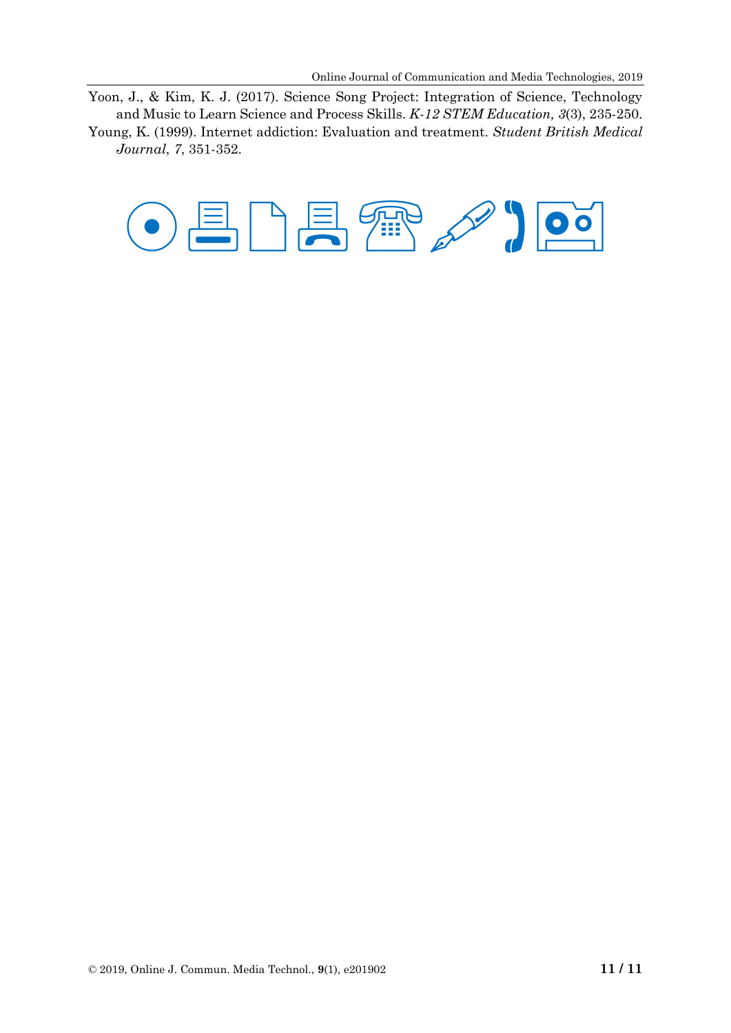Yoon, J., & Kim, K. J. (2017). Science Song Project: Integration of Science, Technology and Music to Learn Science and Process Skills. *K-12 STEM Education, 3*(3), 235-250.

Young, K. (1999). Internet addiction: Evaluation and treatment. *Student British Medical Journal*, *7*, 351-352.